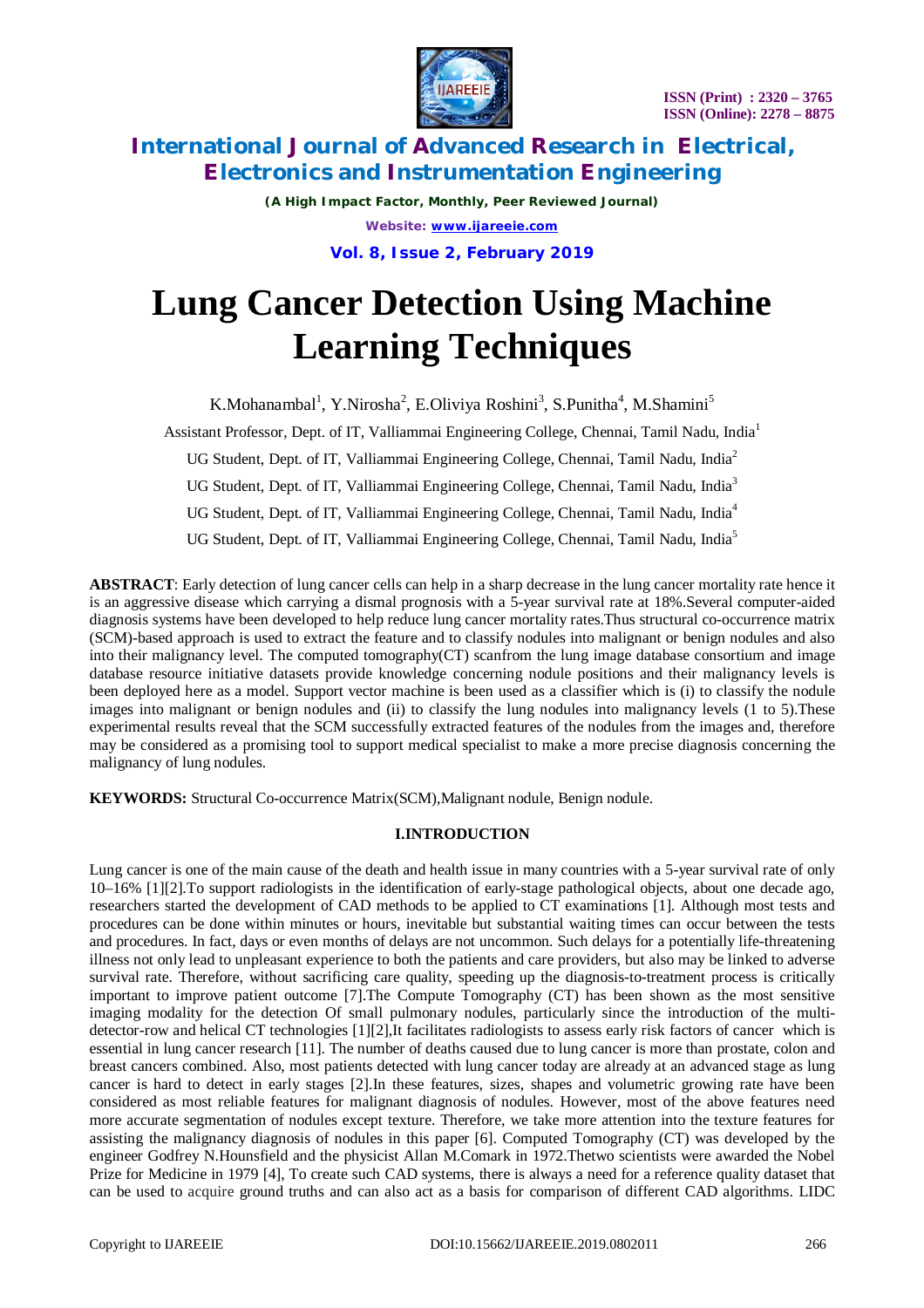# International Journal of Advanced Research in Electrical, Electronics and Instrumentation Engineering

*(A High Impact Factor, Monthly, Peer Reviewed Journal)*

# Lung Cancer Detection Using Machine Learning Techniques

K.Mohanambal[1], Y.Nirosha[2], E.Oliviya Roshini[3], S.Punitha[4], M.Shamini[5]

Assistant Professor, Dept. of IT, Valliammai Engineering College, Chennai, Tamil Nadu, India[1]

UG Student, Dept. of IT, Valliammai Engineering College, Chennai, Tamil Nadu, India[2]

UG Student, Dept. of IT, Valliammai Engineering College, Chennai, Tamil Nadu, India[3]

UG Student, Dept. of IT, Valliammai Engineering College, Chennai, Tamil Nadu, India[4]

UG Student, Dept. of IT, Valliammai Engineering College, Chennai, Tamil Nadu, India[5]

**ABSTRACT**: Early detection of lung cancer cells can help in a sharp decrease in the lung cancer mortality rate hence it is an aggressive disease which carrying a dismal prognosis with a 5-year survival rate at 18%.Several computer-aided diagnosis systems have been developed to help reduce lung cancer mortality rates.Thus structural co-occurrence matrix (SCM)-based approach is used to extract the feature and to classify nodules into malignant or benign nodules and also into their malignancy level. The computed tomography(CT) scanfrom the lung image database consortium and image database resource initiative datasets provide knowledge concerning nodule positions and their malignancy levels is been deployed here as a model. Support vector machine is been used as a classifier which is (i) to classify the nodule images into malignant or benign nodules and (ii) to classify the lung nodules into malignancy levels (1 to 5).These experimental results reveal that the SCM successfully extracted features of the nodules from the images and, therefore may be considered as a promising tool to support medical specialist to make a more precise diagnosis concerning the malignancy of lung nodules.

**KEYWORDS:** Structural Co-occurrence Matrix(SCM),Malignant nodule, Benign nodule.

## I.INTRODUCTION

Lung cancer is one of the main cause of the death and health issue in many countries with a 5-year survival rate of only 10–16% [1][2].To support radiologists in the identification of early-stage pathological objects, about one decade ago, researchers started the development of CAD methods to be applied to CT examinations [1]. Although most tests and procedures can be done within minutes or hours, inevitable but substantial waiting times can occur between the tests and procedures. In fact, days or even months of delays are not uncommon. Such delays for a potentially life-threatening illness not only lead to unpleasant experience to both the patients and care providers, but also may be linked to adverse survival rate. Therefore, without sacrificing care quality, speeding up the diagnosis-to-treatment process is critically important to improve patient outcome [7].The Compute Tomography (CT) has been shown as the most sensitive imaging modality for the detection Of small pulmonary nodules, particularly since the introduction of the multi-detector-row and helical CT technologies [1][2],It facilitates radiologists to assess early risk factors of cancer which is essential in lung cancer research [11]. The number of deaths caused due to lung cancer is more than prostate, colon and breast cancers combined. Also, most patients detected with lung cancer today are already at an advanced stage as lung cancer is hard to detect in early stages [2].In these features, sizes, shapes and volumetric growing rate have been considered as most reliable features for malignant diagnosis of nodules. However, most of the above features need more accurate segmentation of nodules except texture. Therefore, we take more attention into the texture features for assisting the malignancy diagnosis of nodules in this paper [6]. Computed Tomography (CT) was developed by the engineer Godfrey N.Hounsfield and the physicist Allan M.Comark in 1972.Thetwo scientists were awarded the Nobel Prize for Medicine in 1979 [4], To create such CAD systems, there is always a need for a reference quality dataset that can be used to acquire ground truths and can also act as a basis for comparison of different CAD algorithms. LIDC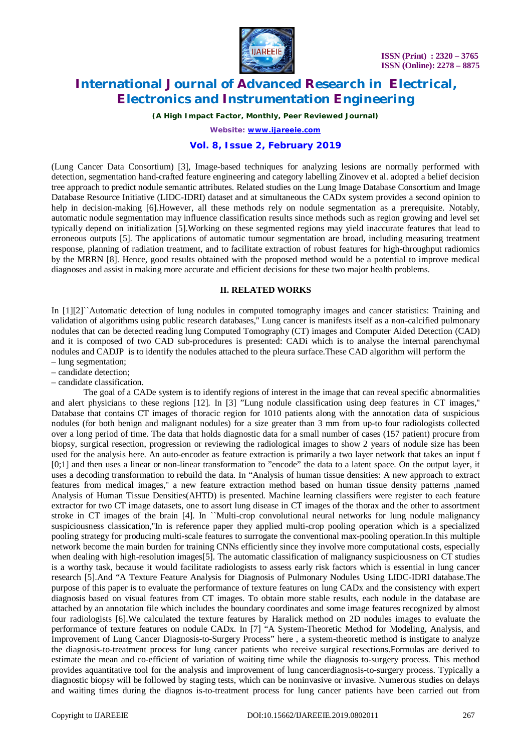(Lung Cancer Data Consortium) [3], Image-based techniques for analyzing lesions are normally performed with detection, segmentation hand-crafted feature engineering and category labelling Zinovev et al. adopted a belief decision tree approach to predict nodule semantic attributes. Related studies on the Lung Image Database Consortium and Image Database Resource Initiative (LIDC-IDRI) dataset and at simultaneous the CADx system provides a second opinion to help in decision-making [6].However, all these methods rely on nodule segmentation as a prerequisite. Notably, automatic nodule segmentation may influence classification results since methods such as region growing and level set typically depend on initialization [5].Working on these segmented regions may yield inaccurate features that lead to erroneous outputs [5]. The applications of automatic tumour segmentation are broad, including measuring treatment response, planning of radiation treatment, and to facilitate extraction of robust features for high-throughput radiomics by the MRRN [8]. Hence, good results obtained with the proposed method would be a potential to improve medical diagnoses and assist in making more accurate and efficient decisions for these two major health problems.

## II. RELATED WORKS

In [1][2]``Automatic detection of lung nodules in computed tomography images and cancer statistics: Training and validation of algorithms using public research databases," Lung cancer is manifests itself as a non-calcified pulmonary nodules that can be detected reading lung Computed Tomography (CT) images and Computer Aided Detection (CAD) and it is composed of two CAD sub-procedures is presented: CADi which is to analyse the internal parenchymal nodules and CADJP is to identify the nodules attached to the pleura surface.These CAD algorithm will perform the

– lung segmentation;
– candidate detection;
– candidate classification.

The goal of a CADe system is to identify regions of interest in the image that can reveal specific abnormalities and alert physicians to these regions [12]. In [3] "Lung nodule classification using deep features in CT images," Database that contains CT images of thoracic region for 1010 patients along with the annotation data of suspicious nodules (for both benign and malignant nodules) for a size greater than 3 mm from up-to four radiologists collected over a long period of time. The data that holds diagnostic data for a small number of cases (157 patient) procure from biopsy, surgical resection, progression or reviewing the radiological images to show 2 years of nodule size has been used for the analysis here. An auto-encoder as feature extraction is primarily a two layer network that takes an input f [0;1] and then uses a linear or non-linear transformation to "encode" the data to a latent space. On the output layer, it uses a decoding transformation to rebuild the data. In "Analysis of human tissue densities: A new approach to extract features from medical images," a new feature extraction method based on human tissue density patterns ,named Analysis of Human Tissue Densities(AHTD) is presented. Machine learning classifiers were register to each feature extractor for two CT image datasets, one to assort lung disease in CT images of the thorax and the other to assortment stroke in CT images of the brain [4]. In ``Multi-crop convolutional neural networks for lung nodule malignancy suspiciousness classication,"In is reference paper they applied multi-crop pooling operation which is a specialized pooling strategy for producing multi-scale features to surrogate the conventional max-pooling operation.In this multiple network become the main burden for training CNNs efficiently since they involve more computational costs, especially when dealing with high-resolution images[5]. The automatic classification of malignancy suspiciousness on CT studies is a worthy task, because it would facilitate radiologists to assess early risk factors which is essential in lung cancer research [5].And "A Texture Feature Analysis for Diagnosis of Pulmonary Nodules Using LIDC-IDRI database.The purpose of this paper is to evaluate the performance of texture features on lung CADx and the consistency with expert diagnosis based on visual features from CT images. To obtain more stable results, each nodule in the database are attached by an annotation file which includes the boundary coordinates and some image features recognized by almost four radiologists [6].We calculated the texture features by Haralick method on 2D nodules images to evaluate the performance of texture features on nodule CADx. In [7] "A System-Theoretic Method for Modeling, Analysis, and Improvement of Lung Cancer Diagnosis-to-Surgery Process" here , a system-theoretic method is instigate to analyze the diagnosis-to-treatment process for lung cancer patients who receive surgical resections.Formulas are derived to estimate the mean and co-efficient of variation of waiting time while the diagnosis to-surgery process. This method provides aquantitative tool for the analysis and improvement of lung cancerdiagnosis-to-surgery process. Typically a diagnostic biopsy will be followed by staging tests, which can be noninvasive or invasive. Numerous studies on delays and waiting times during the diagnos is-to-treatment process for lung cancer patients have been carried out from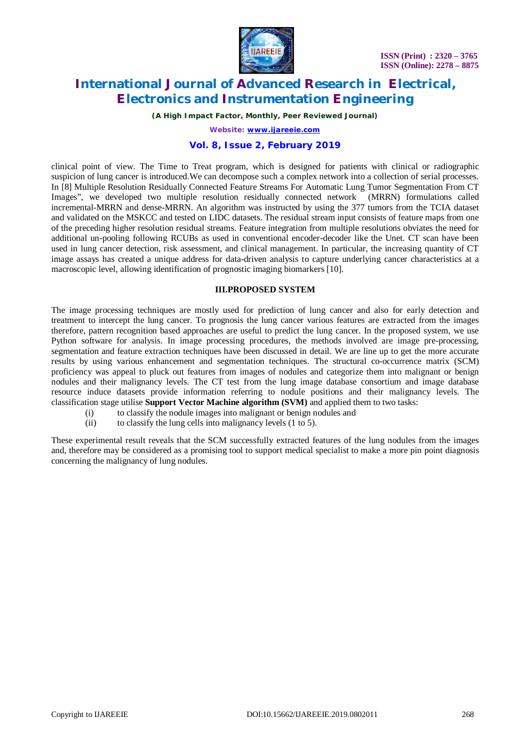clinical point of view. The Time to Treat program, which is designed for patients with clinical or radiographic suspicion of lung cancer is introduced.We can decompose such a complex network into a collection of serial processes. In [8] Multiple Resolution Residually Connected Feature Streams For Automatic Lung Tumor Segmentation From CT Images", we developed two multiple resolution residually connected network (MRRN) formulations called incremental-MRRN and dense-MRRN. An algorithm was instructed by using the 377 tumors from the TCIA dataset and validated on the MSKCC and tested on LIDC datasets. The residual stream input consists of feature maps from one of the preceding higher resolution residual streams. Feature integration from multiple resolutions obviates the need for additional un-pooling following RCUBs as used in conventional encoder-decoder like the Unet. CT scan have been used in lung cancer detection, risk assessment, and clinical management. In particular, the increasing quantity of CT image assays has created a unique address for data-driven analysis to capture underlying cancer characteristics at a macroscopic level, allowing identification of prognostic imaging biomarkers [10].

## III.PROPOSED SYSTEM

The image processing techniques are mostly used for prediction of lung cancer and also for early detection and treatment to intercept the lung cancer. To prognosis the lung cancer various features are extracted from the images therefore, pattern recognition based approaches are useful to predict the lung cancer. In the proposed system, we use Python software for analysis. In image processing procedures, the methods involved are image pre-processing, segmentation and feature extraction techniques have been discussed in detail. We are line up to get the more accurate results by using various enhancement and segmentation techniques. The structural co-occurrence matrix (SCM) proficiency was appeal to pluck out features from images of nodules and categorize them into malignant or benign nodules and their malignancy levels. The CT test from the lung image database consortium and image database resource induce datasets provide information referring to nodule positions and their malignancy levels. The classification stage utilise **Support Vector Machine algorithm (SVM)** and applied them to two tasks:

(i) to classify the nodule images into malignant or benign nodules and
(ii) to classify the lung cells into malignancy levels (1 to 5).

These experimental result reveals that the SCM successfully extracted features of the lung nodules from the images and, therefore may be considered as a promising tool to support medical specialist to make a more pin point diagnosis concerning the malignancy of lung nodules.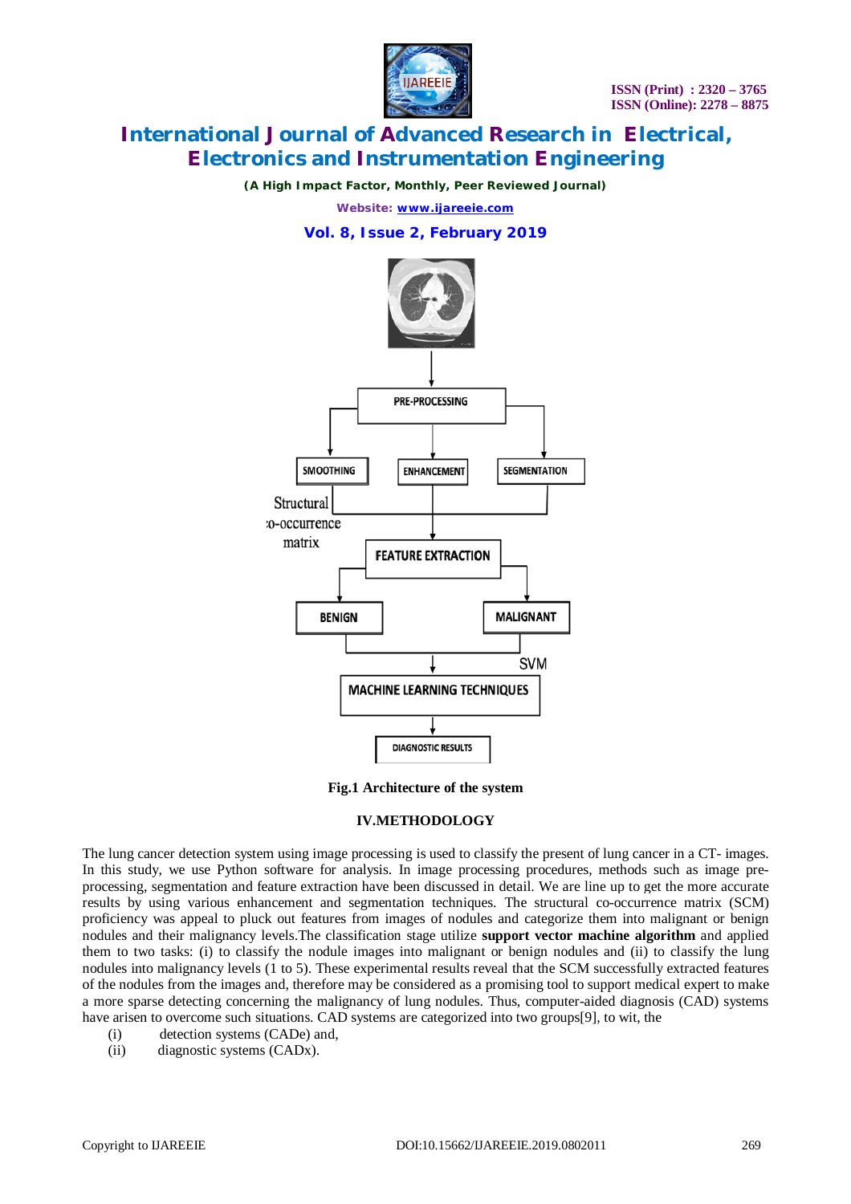Fig.1 Architecture of the system

## IV.METHODOLOGY

The lung cancer detection system using image processing is used to classify the present of lung cancer in a CT- images. In this study, we use Python software for analysis. In image processing procedures, methods such as image pre-processing, segmentation and feature extraction have been discussed in detail. We are line up to get the more accurate results by using various enhancement and segmentation techniques. The structural co-occurrence matrix (SCM) proficiency was appeal to pluck out features from images of nodules and categorize them into malignant or benign nodules and their malignancy levels.The classification stage utilize **support vector machine algorithm** and applied them to two tasks: (i) to classify the nodule images into malignant or benign nodules and (ii) to classify the lung nodules into malignancy levels (1 to 5). These experimental results reveal that the SCM successfully extracted features of the nodules from the images and, therefore may be considered as a promising tool to support medical expert to make a more sparse detecting concerning the malignancy of lung nodules. Thus, computer-aided diagnosis (CAD) systems have arisen to overcome such situations. CAD systems are categorized into two groups[9], to wit, the

(i) detection systems (CADe) and,
(ii) diagnostic systems (CADx).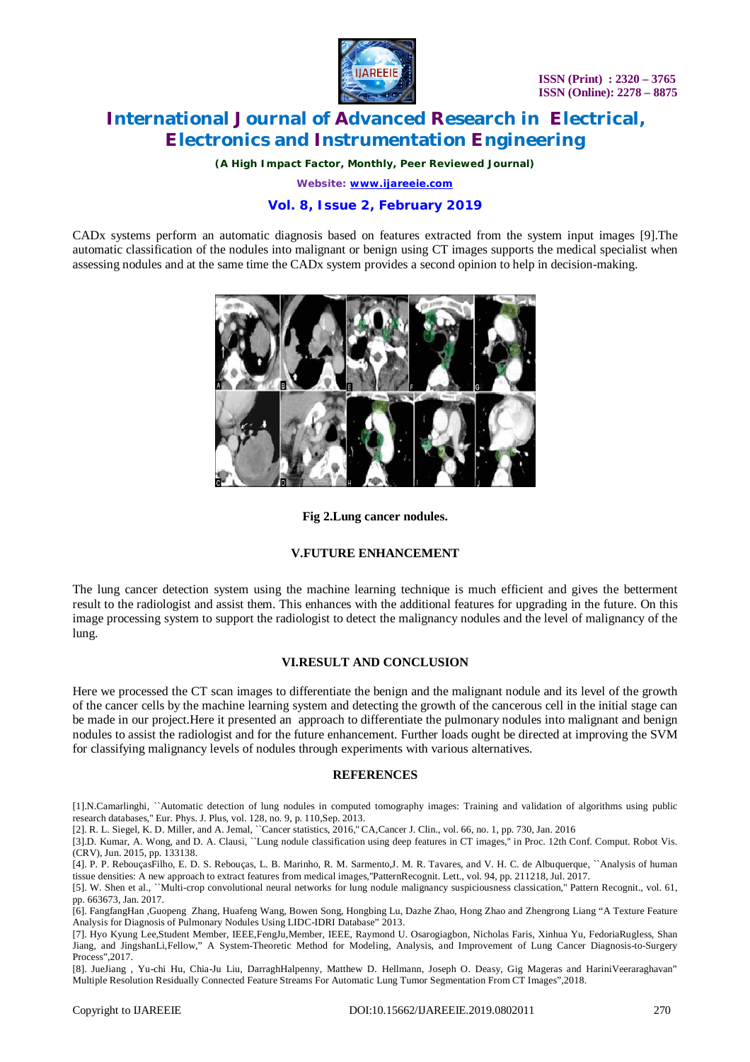CADx systems perform an automatic diagnosis based on features extracted from the system input images [9].The automatic classification of the nodules into malignant or benign using CT images supports the medical specialist when assessing nodules and at the same time the CADx system provides a second opinion to help in decision-making.

**Fig 2.Lung cancer nodules.**

## V.FUTURE ENHANCEMENT

The lung cancer detection system using the machine learning technique is much efficient and gives the betterment result to the radiologist and assist them. This enhances with the additional features for upgrading in the future. On this image processing system to support the radiologist to detect the malignancy nodules and the level of malignancy of the lung.

## VI.RESULT AND CONCLUSION

Here we processed the CT scan images to differentiate the benign and the malignant nodule and its level of the growth of the cancer cells by the machine learning system and detecting the growth of the cancerous cell in the initial stage can be made in our project.Here it presented an approach to differentiate the pulmonary nodules into malignant and benign nodules to assist the radiologist and for the future enhancement. Further loads ought be directed at improving the SVM for classifying malignancy levels of nodules through experiments with various alternatives.

## REFERENCES

[1].N.Camarlinghi, ``Automatic detection of lung nodules in computed tomography images: Training and validation of algorithms using public research databases,'' Eur. Phys. J. Plus, vol. 128, no. 9, p. 110,Sep. 2013.

[2]. R. L. Siegel, K. D. Miller, and A. Jemal, ``Cancer statistics, 2016,'' CA,Cancer J. Clin., vol. 66, no. 1, pp. 730, Jan. 2016

[3].D. Kumar, A. Wong, and D. A. Clausi, ``Lung nodule classification using deep features in CT images,'' in Proc. 12th Conf. Comput. Robot Vis. (CRV), Jun. 2015, pp. 133138.

[4]. P. P. RebouçasFilho, E. D. S. Rebouças, L. B. Marinho, R. M. Sarmento,J. M. R. Tavares, and V. H. C. de Albuquerque, ``Analysis of human tissue densities: A new approach to extract features from medical images,''PatternRecognit. Lett., vol. 94, pp. 211218, Jul. 2017.

[5]. W. Shen et al., ``Multi-crop convolutional neural networks for lung nodule malignancy suspiciousness classication,'' Pattern Recognit., vol. 61, pp. 663673, Jan. 2017.

[6]. FangfangHan ,Guopeng Zhang, Huafeng Wang, Bowen Song, Hongbing Lu, Dazhe Zhao, Hong Zhao and Zhengrong Liang "A Texture Feature Analysis for Diagnosis of Pulmonary Nodules Using LIDC-IDRI Database" 2013.

[7]. Hyo Kyung Lee,Student Member, IEEE,FengJu,Member, IEEE, Raymond U. Osarogiagbon, Nicholas Faris, Xinhua Yu, FedoriaRugless, Shan Jiang, and JingshanLi,Fellow," A System-Theoretic Method for Modeling, Analysis, and Improvement of Lung Cancer Diagnosis-to-Surgery Process",2017.

[8]. JueJiang , Yu-chi Hu, Chia-Ju Liu, DarraghHalpenny, Matthew D. Hellmann, Joseph O. Deasy, Gig Mageras and HariniVeeraraghavan" Multiple Resolution Residually Connected Feature Streams For Automatic Lung Tumor Segmentation From CT Images",2018.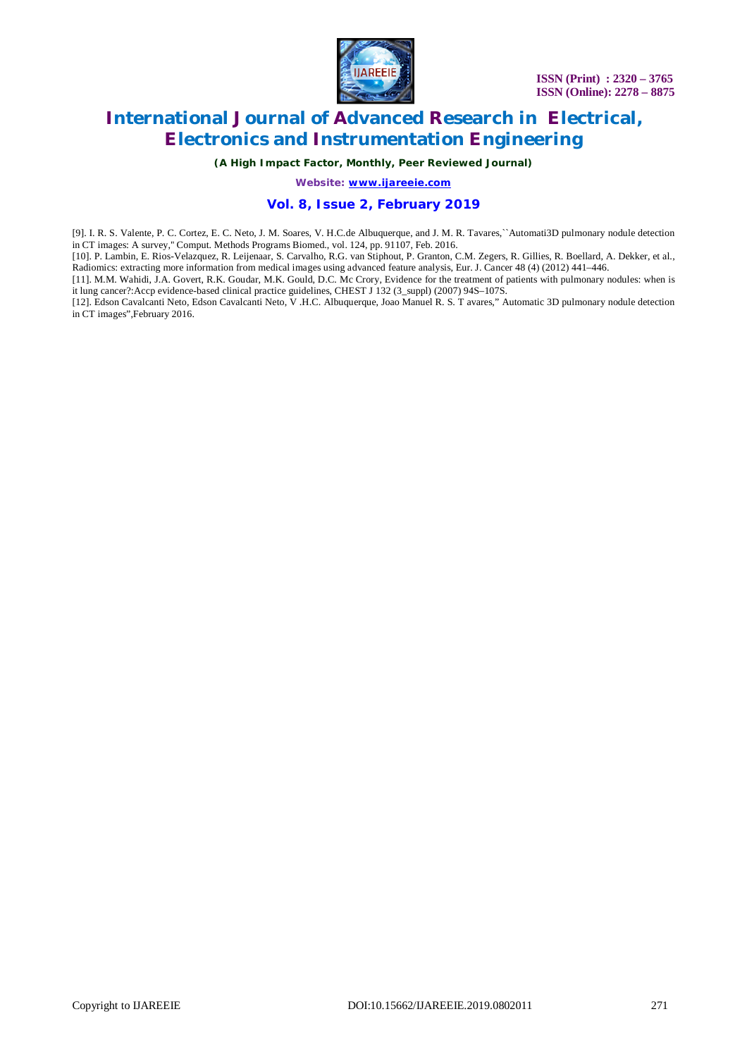[9]. I. R. S. Valente, P. C. Cortez, E. C. Neto, J. M. Soares, V. H.C.de Albuquerque, and J. M. R. Tavares,``Automati3D pulmonary nodule detection in CT images: A survey," Comput. Methods Programs Biomed., vol. 124, pp. 91107, Feb. 2016.

[10]. P. Lambin, E. Rios-Velazquez, R. Leijenaar, S. Carvalho, R.G. van Stiphout, P. Granton, C.M. Zegers, R. Gillies, R. Boellard, A. Dekker, et al., Radiomics: extracting more information from medical images using advanced feature analysis, Eur. J. Cancer 48 (4) (2012) 441–446.

[11]. M.M. Wahidi, J.A. Govert, R.K. Goudar, M.K. Gould, D.C. Mc Crory, Evidence for the treatment of patients with pulmonary nodules: when is it lung cancer?:Accp evidence-based clinical practice guidelines, CHEST J 132 (3_suppl) (2007) 94S–107S.

[12]. Edson Cavalcanti Neto, Edson Cavalcanti Neto, V .H.C. Albuquerque, Joao Manuel R. S. T avares," Automatic 3D pulmonary nodule detection in CT images",February 2016.